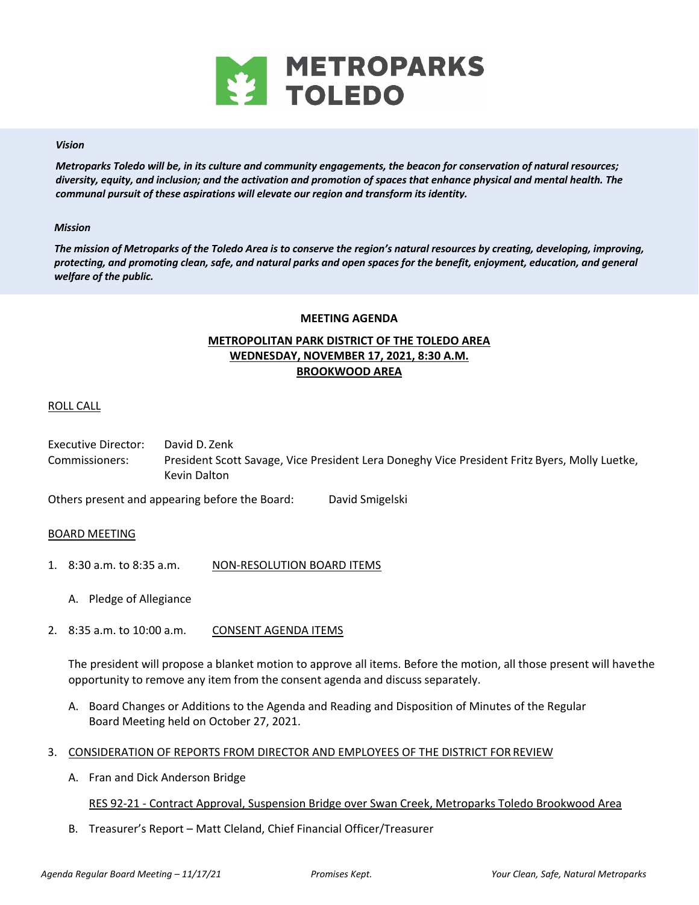# METROPARKS TOLEDO

***Vision***

***Metroparks Toledo will be, in its culture and community engagements, the beacon for conservation of natural resources; diversity, equity, and inclusion; and the activation and promotion of spaces that enhance physical and mental health. The communal pursuit of these aspirations will elevate our region and transform its identity.***

***Mission***

***The mission of Metroparks of the Toledo Area is to conserve the region's natural resources by creating, developing, improving, protecting, and promoting clean, safe, and natural parks and open spaces for the benefit, enjoyment, education, and general welfare of the public.***

**MEETING AGENDA**

**METROPOLITAN PARK DISTRICT OF THE TOLEDO AREA**
**WEDNESDAY, NOVEMBER 17, 2021, 8:30 A.M.**
**BROOKWOOD AREA**

ROLL CALL

Executive Director: David D. Zenk

Commissioners: President Scott Savage, Vice President Lera Doneghy Vice President Fritz Byers, Molly Luetke, Kevin Dalton

Others present and appearing before the Board: David Smigelski

BOARD MEETING

1. 8:30 a.m. to 8:35 a.m. NON-RESOLUTION BOARD ITEMS

   A. Pledge of Allegiance

2. 8:35 a.m. to 10:00 a.m. CONSENT AGENDA ITEMS

   The president will propose a blanket motion to approve all items. Before the motion, all those present will have the opportunity to remove any item from the consent agenda and discuss separately.

   A. Board Changes or Additions to the Agenda and Reading and Disposition of Minutes of the Regular Board Meeting held on October 27, 2021.

3. CONSIDERATION OF REPORTS FROM DIRECTOR AND EMPLOYEES OF THE DISTRICT FOR REVIEW

   A. Fran and Dick Anderson Bridge

      RES 92-21 - Contract Approval, Suspension Bridge over Swan Creek, Metroparks Toledo Brookwood Area

   B. Treasurer's Report – Matt Cleland, Chief Financial Officer/Treasurer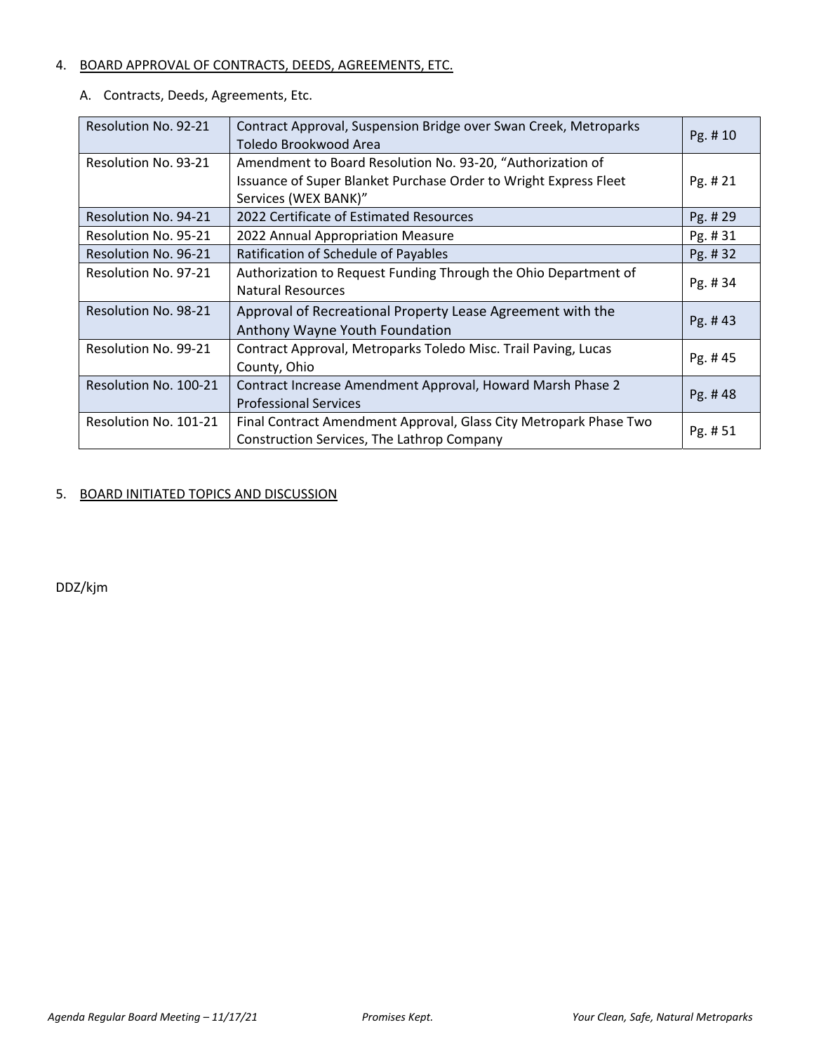4. BOARD APPROVAL OF CONTRACTS, DEEDS, AGREEMENTS, ETC.

   A. Contracts, Deeds, Agreements, Etc.

| | | |
|---|---|---|
| Resolution No. 92-21 | Contract Approval, Suspension Bridge over Swan Creek, Metroparks Toledo Brookwood Area | Pg. # 10 |
| Resolution No. 93-21 | Amendment to Board Resolution No. 93-20, "Authorization of Issuance of Super Blanket Purchase Order to Wright Express Fleet Services (WEX BANK)" | Pg. # 21 |
| Resolution No. 94-21 | 2022 Certificate of Estimated Resources | Pg. # 29 |
| Resolution No. 95-21 | 2022 Annual Appropriation Measure | Pg. # 31 |
| Resolution No. 96-21 | Ratification of Schedule of Payables | Pg. # 32 |
| Resolution No. 97-21 | Authorization to Request Funding Through the Ohio Department of Natural Resources | Pg. # 34 |
| Resolution No. 98-21 | Approval of Recreational Property Lease Agreement with the Anthony Wayne Youth Foundation | Pg. # 43 |
| Resolution No. 99-21 | Contract Approval, Metroparks Toledo Misc. Trail Paving, Lucas County, Ohio | Pg. # 45 |
| Resolution No. 100-21 | Contract Increase Amendment Approval, Howard Marsh Phase 2 Professional Services | Pg. # 48 |
| Resolution No. 101-21 | Final Contract Amendment Approval, Glass City Metropark Phase Two Construction Services, The Lathrop Company | Pg. # 51 |

5. BOARD INITIATED TOPICS AND DISCUSSION

DDZ/kjm